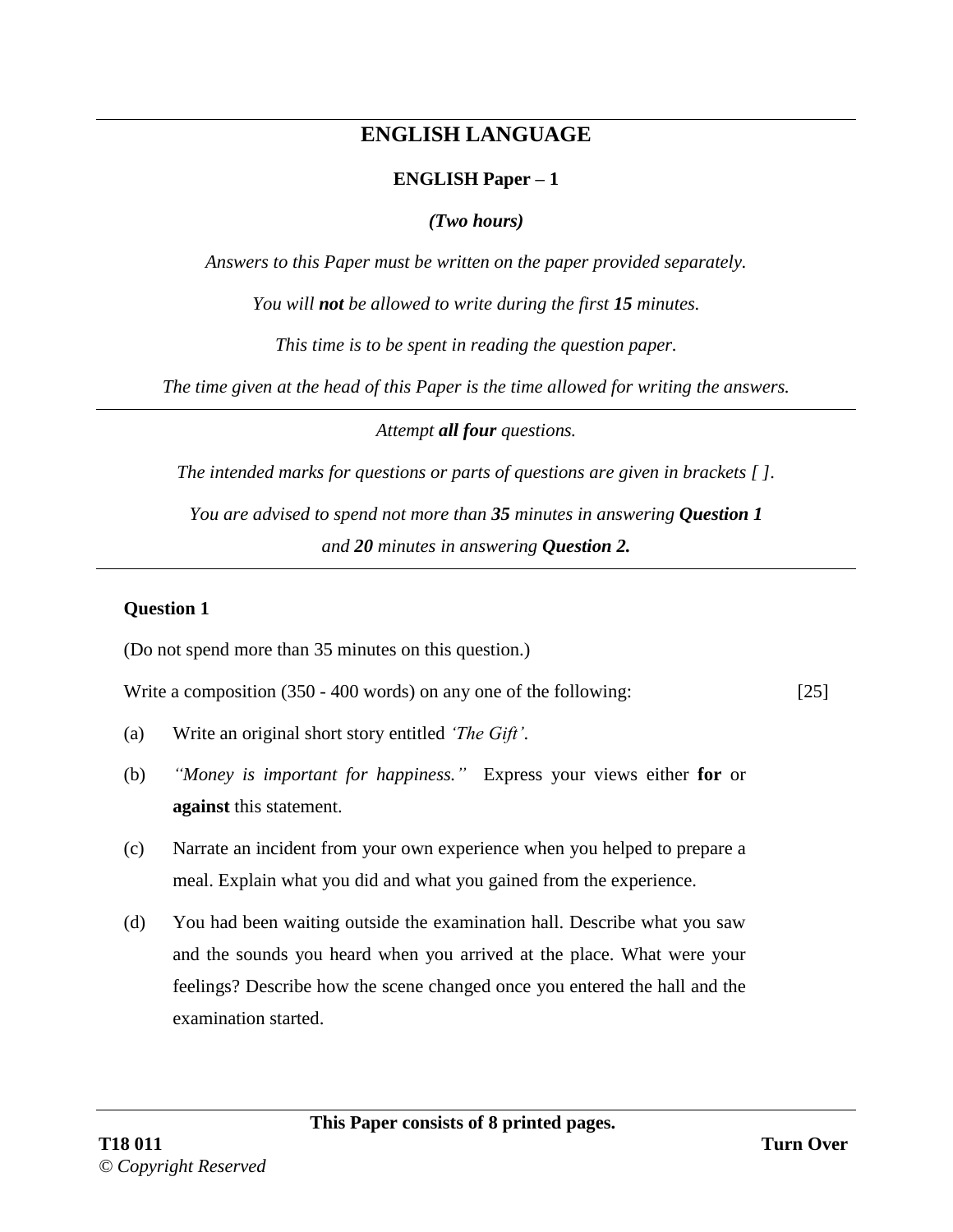# ENGLISH LANGUAGE

### ENGLISH Paper – 1

***(Two hours)***

*Answers to this Paper must be written on the paper provided separately.*

*You will **not** be allowed to write during the first **15** minutes.*

*This time is to be spent in reading the question paper.*

*The time given at the head of this Paper is the time allowed for writing the answers.*

---

*Attempt **all four** questions.*

*The intended marks for questions or parts of questions are given in brackets [ ].*

*You are advised to spend not more than **35** minutes in answering **Question 1** and **20** minutes in answering **Question 2.***

---

**Question 1**

(Do not spend more than 35 minutes on this question.)

Write a composition (350 - 400 words) on any one of the following: [25]

(a) Write an original short story entitled *'The Gift'*.

(b) *"Money is important for happiness."* Express your views either **for** or **against** this statement.

(c) Narrate an incident from your own experience when you helped to prepare a meal. Explain what you did and what you gained from the experience.

(d) You had been waiting outside the examination hall. Describe what you saw and the sounds you heard when you arrived at the place. What were your feelings? Describe how the scene changed once you entered the hall and the examination started.

**This Paper consists of 8 printed pages.**

**T18 011** **Turn Over**

*© Copyright Reserved*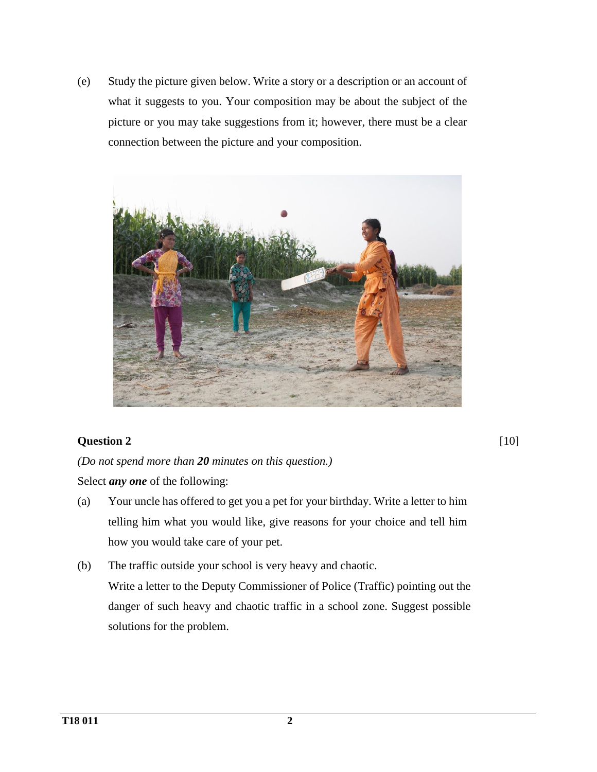(e) Study the picture given below. Write a story or a description or an account of what it suggests to you. Your composition may be about the subject of the picture or you may take suggestions from it; however, there must be a clear connection between the picture and your composition.

**Question 2** [10]

*(Do not spend more than **20** minutes on this question.)*

Select ***any one*** of the following:

(a) Your uncle has offered to get you a pet for your birthday. Write a letter to him telling him what you would like, give reasons for your choice and tell him how you would take care of your pet.

(b) The traffic outside your school is very heavy and chaotic.
Write a letter to the Deputy Commissioner of Police (Traffic) pointing out the danger of such heavy and chaotic traffic in a school zone. Suggest possible solutions for the problem.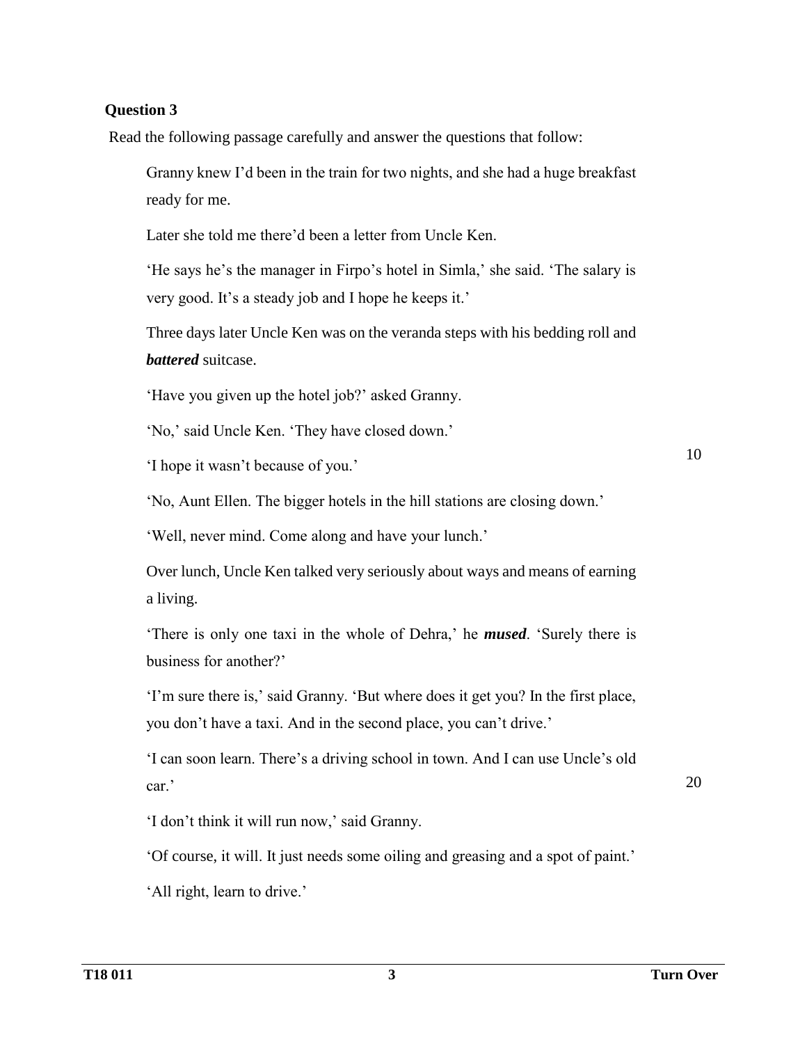**Question 3**

Read the following passage carefully and answer the questions that follow:

Granny knew I'd been in the train for two nights, and she had a huge breakfast ready for me.

Later she told me there'd been a letter from Uncle Ken.

'He says he's the manager in Firpo's hotel in Simla,' she said. 'The salary is very good. It's a steady job and I hope he keeps it.'

Three days later Uncle Ken was on the veranda steps with his bedding roll and ***battered*** suitcase.

'Have you given up the hotel job?' asked Granny.

'No,' said Uncle Ken. 'They have closed down.'

'I hope it wasn't because of you.' 10

'No, Aunt Ellen. The bigger hotels in the hill stations are closing down.'

'Well, never mind. Come along and have your lunch.'

Over lunch, Uncle Ken talked very seriously about ways and means of earning a living.

'There is only one taxi in the whole of Dehra,' he ***mused***. 'Surely there is business for another?'

'I'm sure there is,' said Granny. 'But where does it get you? In the first place, you don't have a taxi. And in the second place, you can't drive.'

'I can soon learn. There's a driving school in town. And I can use Uncle's old car.' 20

'I don't think it will run now,' said Granny.

'Of course, it will. It just needs some oiling and greasing and a spot of paint.'

'All right, learn to drive.'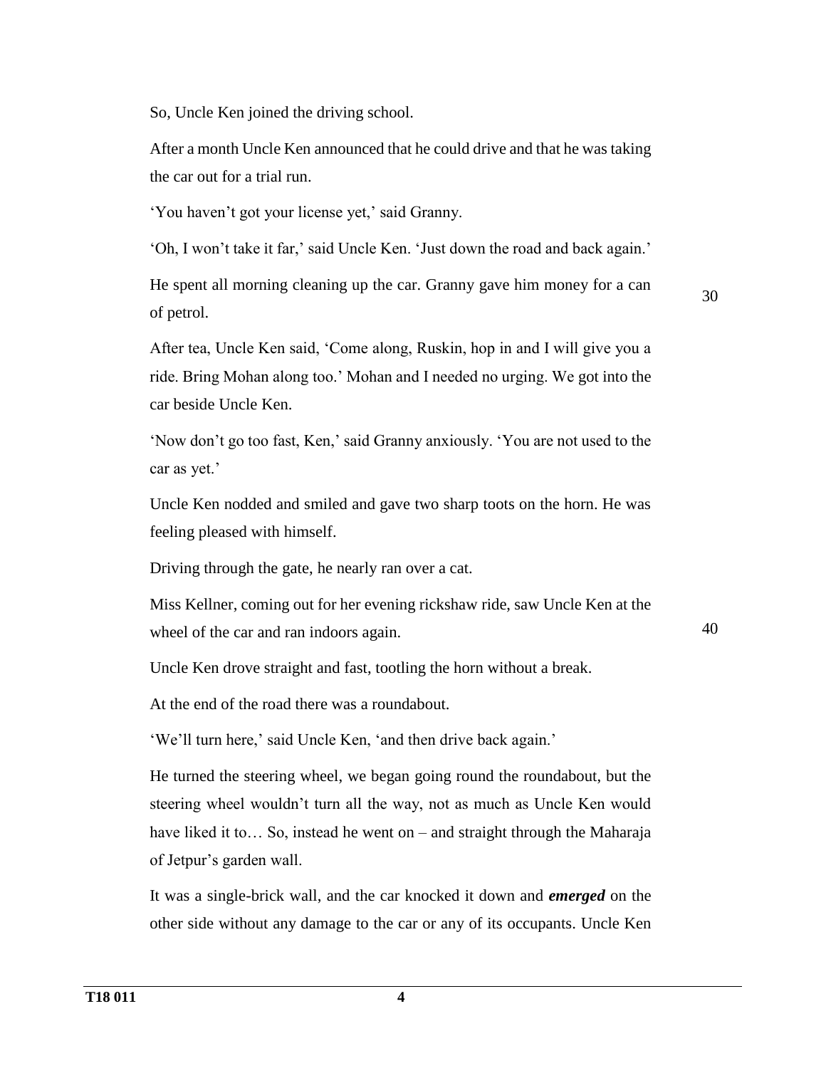So, Uncle Ken joined the driving school.

After a month Uncle Ken announced that he could drive and that he was taking the car out for a trial run.

'You haven't got your license yet,' said Granny.

'Oh, I won't take it far,' said Uncle Ken. 'Just down the road and back again.'

He spent all morning cleaning up the car. Granny gave him money for a can of petrol.

After tea, Uncle Ken said, 'Come along, Ruskin, hop in and I will give you a ride. Bring Mohan along too.' Mohan and I needed no urging. We got into the car beside Uncle Ken.

'Now don't go too fast, Ken,' said Granny anxiously. 'You are not used to the car as yet.'

Uncle Ken nodded and smiled and gave two sharp toots on the horn. He was feeling pleased with himself.

Driving through the gate, he nearly ran over a cat.

Miss Kellner, coming out for her evening rickshaw ride, saw Uncle Ken at the wheel of the car and ran indoors again.

Uncle Ken drove straight and fast, tootling the horn without a break.

At the end of the road there was a roundabout.

'We'll turn here,' said Uncle Ken, 'and then drive back again.'

He turned the steering wheel, we began going round the roundabout, but the steering wheel wouldn't turn all the way, not as much as Uncle Ken would have liked it to… So, instead he went on – and straight through the Maharaja of Jetpur's garden wall.

It was a single-brick wall, and the car knocked it down and ***emerged*** on the other side without any damage to the car or any of its occupants. Uncle Ken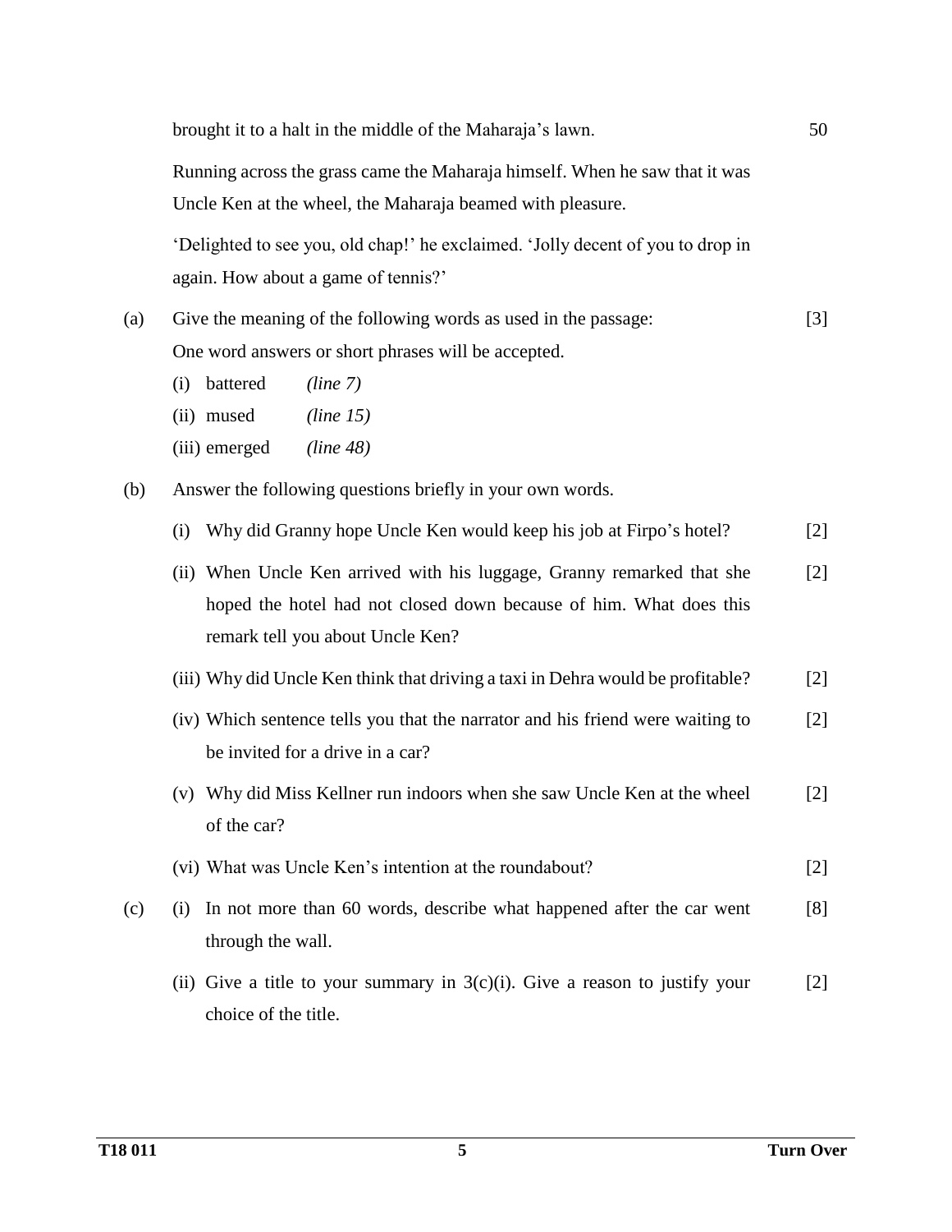brought it to a halt in the middle of the Maharaja's lawn. 50

Running across the grass came the Maharaja himself. When he saw that it was Uncle Ken at the wheel, the Maharaja beamed with pleasure.

'Delighted to see you, old chap!' he exclaimed. 'Jolly decent of you to drop in again. How about a game of tennis?'

(a) Give the meaning of the following words as used in the passage: [3]
One word answers or short phrases will be accepted.

(i) battered *(line 7)*

(ii) mused *(line 15)*

(iii) emerged *(line 48)*

(b) Answer the following questions briefly in your own words.

(i) Why did Granny hope Uncle Ken would keep his job at Firpo's hotel? [2]

(ii) When Uncle Ken arrived with his luggage, Granny remarked that she hoped the hotel had not closed down because of him. What does this remark tell you about Uncle Ken? [2]

(iii) Why did Uncle Ken think that driving a taxi in Dehra would be profitable? [2]

(iv) Which sentence tells you that the narrator and his friend were waiting to be invited for a drive in a car? [2]

(v) Why did Miss Kellner run indoors when she saw Uncle Ken at the wheel of the car? [2]

(vi) What was Uncle Ken's intention at the roundabout? [2]

(c) (i) In not more than 60 words, describe what happened after the car went through the wall. [8]

(ii) Give a title to your summary in 3(c)(i). Give a reason to justify your choice of the title. [2]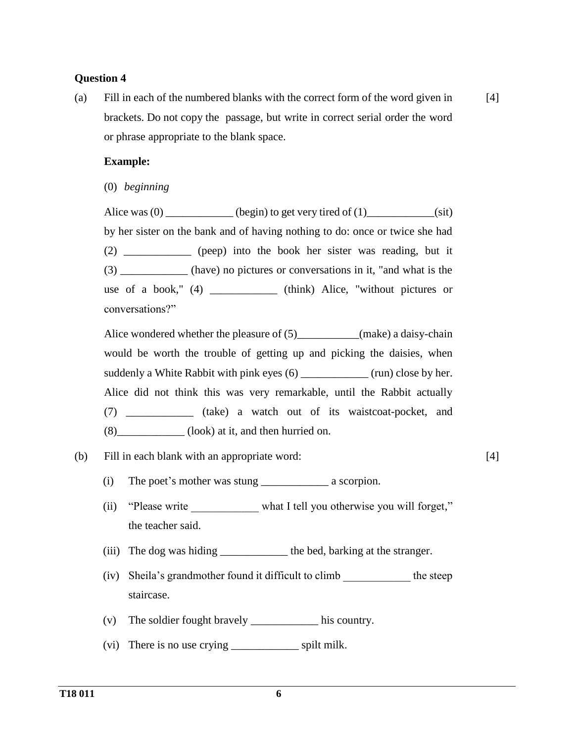**Question 4**

(a) Fill in each of the numbered blanks with the correct form of the word given in brackets. Do not copy the passage, but write in correct serial order the word or phrase appropriate to the blank space. [4]

**Example:**

(0) *beginning*

Alice was (0) ____________ (begin) to get very tired of (1)____________(sit) by her sister on the bank and of having nothing to do: once or twice she had (2) ____________ (peep) into the book her sister was reading, but it (3) ____________ (have) no pictures or conversations in it, "and what is the use of a book," (4) ____________ (think) Alice, "without pictures or conversations?"

Alice wondered whether the pleasure of (5)___________(make) a daisy-chain would be worth the trouble of getting up and picking the daisies, when suddenly a White Rabbit with pink eyes (6) ____________ (run) close by her. Alice did not think this was very remarkable, until the Rabbit actually (7) ____________ (take) a watch out of its waistcoat-pocket, and (8)____________ (look) at it, and then hurried on.

(b) Fill in each blank with an appropriate word: [4]

(i) The poet's mother was stung ____________ a scorpion.

(ii) "Please write ____________ what I tell you otherwise you will forget," the teacher said.

(iii) The dog was hiding ____________ the bed, barking at the stranger.

(iv) Sheila's grandmother found it difficult to climb ____________ the steep staircase.

(v) The soldier fought bravely ____________ his country.

(vi) There is no use crying ____________ spilt milk.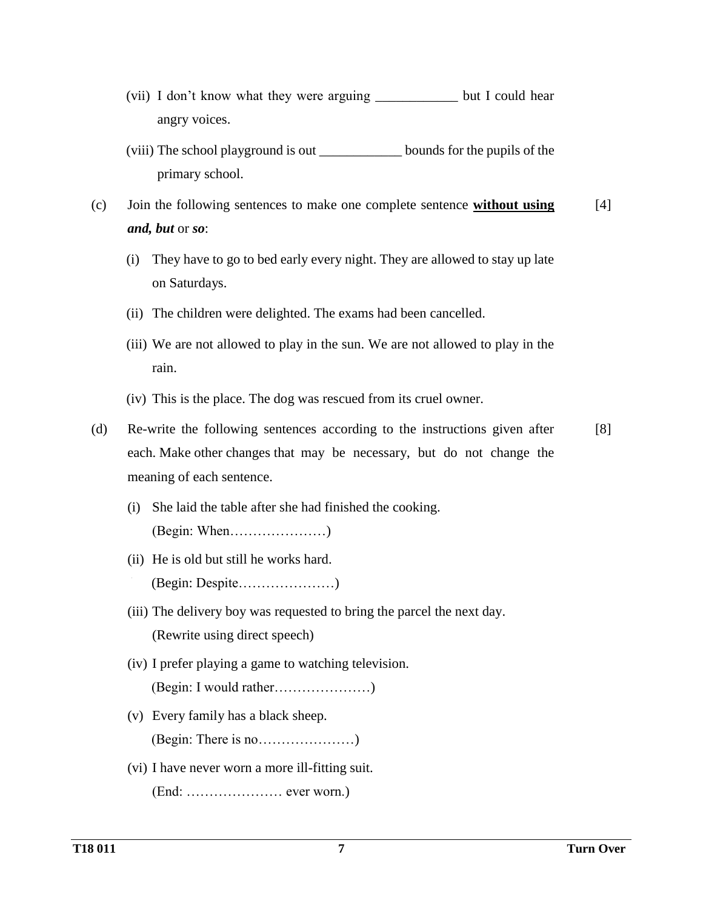(vii) I don't know what they were arguing ____________ but I could hear angry voices.

(viii) The school playground is out ____________ bounds for the pupils of the primary school.

(c) Join the following sentences to make one complete sentence **<u>without using</u>** ***and, but*** or ***so***: [4]

(i) They have to go to bed early every night. They are allowed to stay up late on Saturdays.

(ii) The children were delighted. The exams had been cancelled.

(iii) We are not allowed to play in the sun. We are not allowed to play in the rain.

(iv) This is the place. The dog was rescued from its cruel owner.

(d) Re-write the following sentences according to the instructions given after each. Make other changes that may be necessary, but do not change the meaning of each sentence. [8]

(i) She laid the table after she had finished the cooking.
(Begin: When…………………)

(ii) He is old but still he works hard.
(Begin: Despite…………………)

(iii) The delivery boy was requested to bring the parcel the next day.
(Rewrite using direct speech)

(iv) I prefer playing a game to watching television.
(Begin: I would rather…………………)

(v) Every family has a black sheep.
(Begin: There is no…………………)

(vi) I have never worn a more ill-fitting suit.
(End: ………………… ever worn.)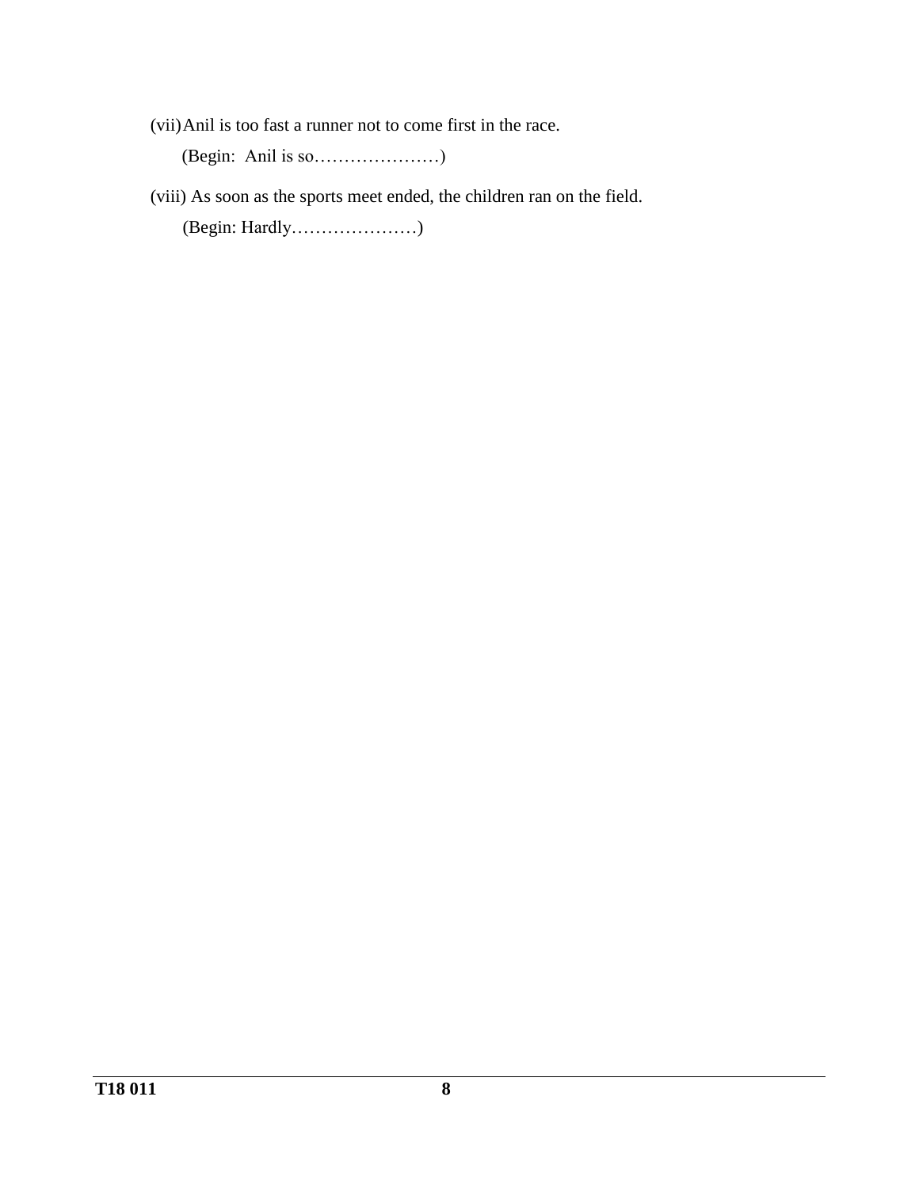(vii) Anil is too fast a runner not to come first in the race.

(Begin: Anil is so…………………)

(viii) As soon as the sports meet ended, the children ran on the field.

(Begin: Hardly…………………)